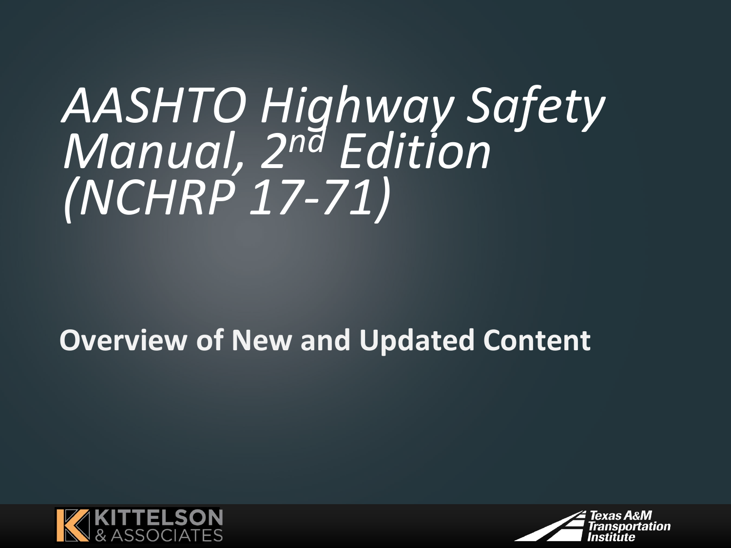# *AASHTO Highway Safety Manual, 2nd Edition (NCHRP 17-71)*

**Overview of New and Updated Content**

KITTELSON & ASSOCIATES

Texas A&M Transportation Institute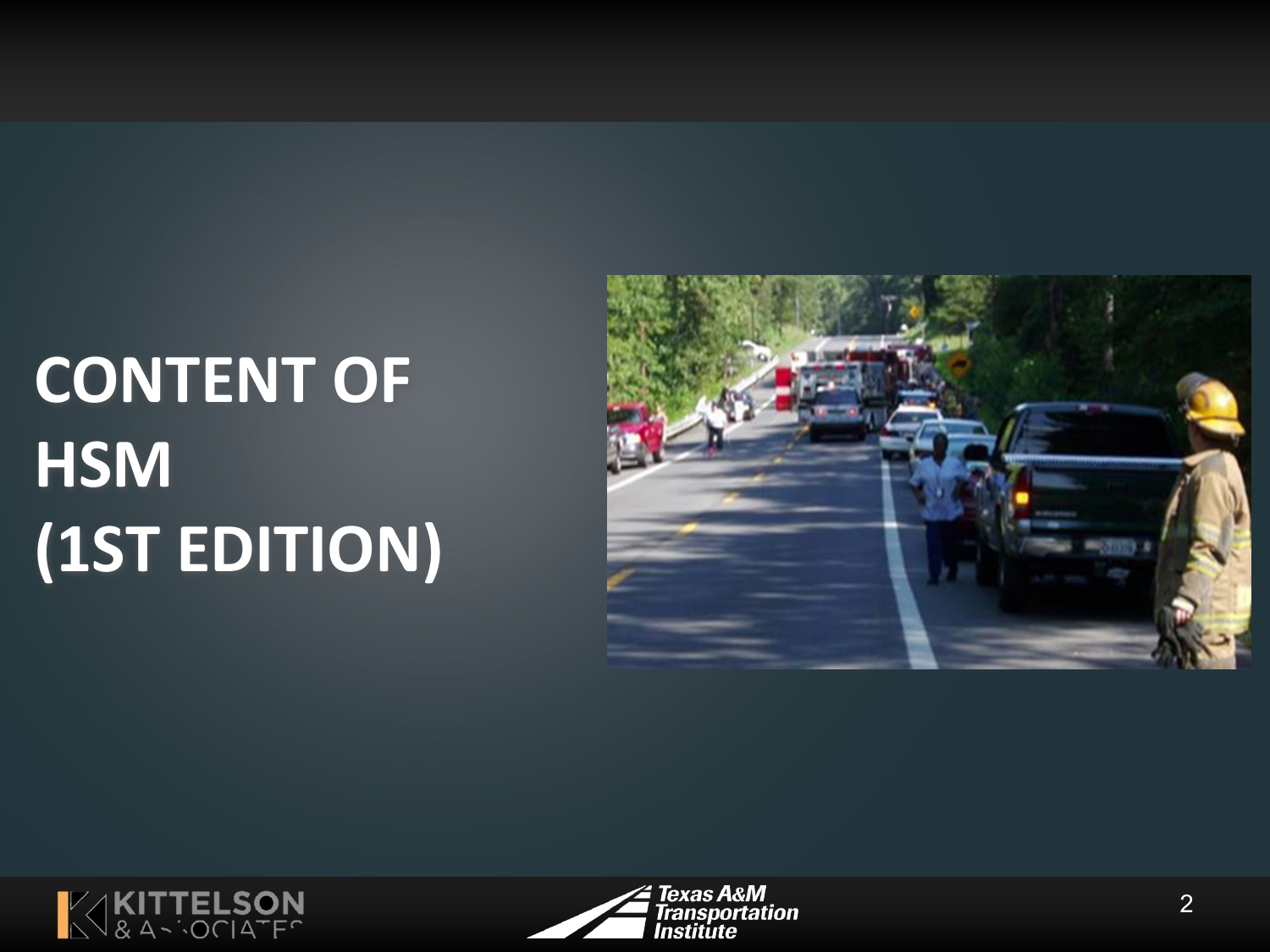# CONTENT OF HSM (1ST EDITION)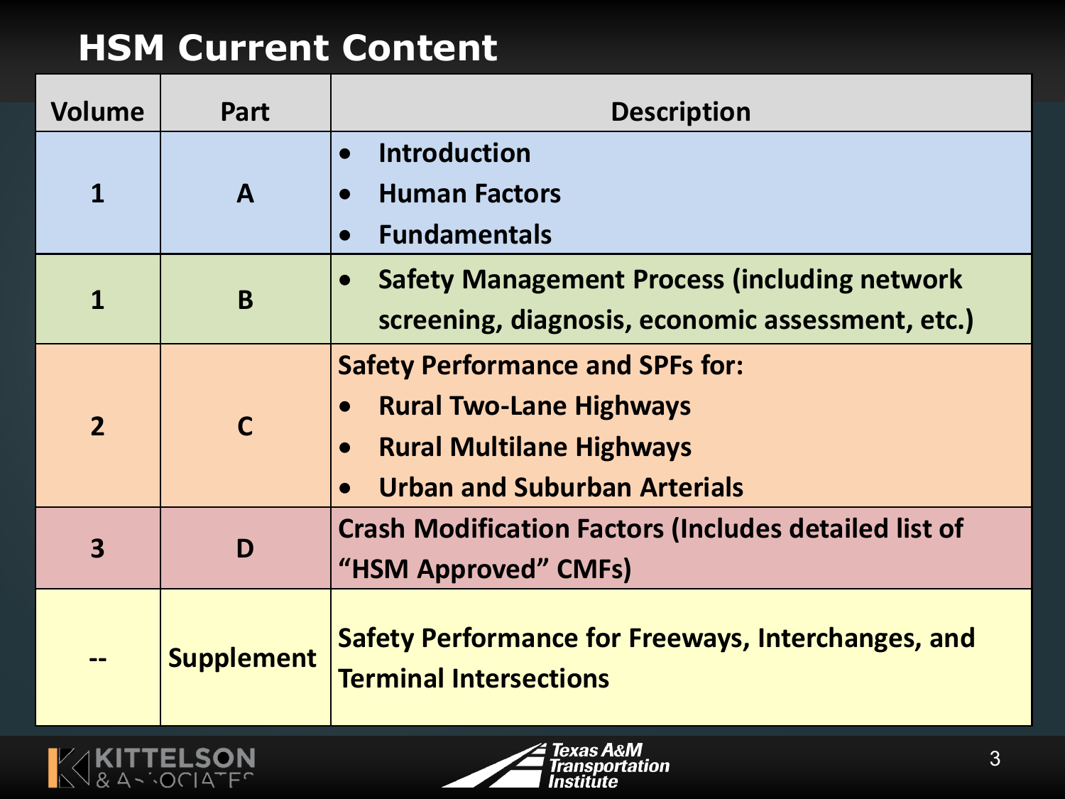# HSM Current Content

| Volume | Part | Description |
|---|---|---|
| 1 | A | • Introduction<br>• Human Factors<br>• Fundamentals |
| 1 | B | • Safety Management Process (including network screening, diagnosis, economic assessment, etc.) |
| 2 | C | Safety Performance and SPFs for:<br>• Rural Two-Lane Highways<br>• Rural Multilane Highways<br>• Urban and Suburban Arterials |
| 3 | D | Crash Modification Factors (Includes detailed list of "HSM Approved" CMFs) |
| -- | Supplement | Safety Performance for Freeways, Interchanges, and Terminal Intersections |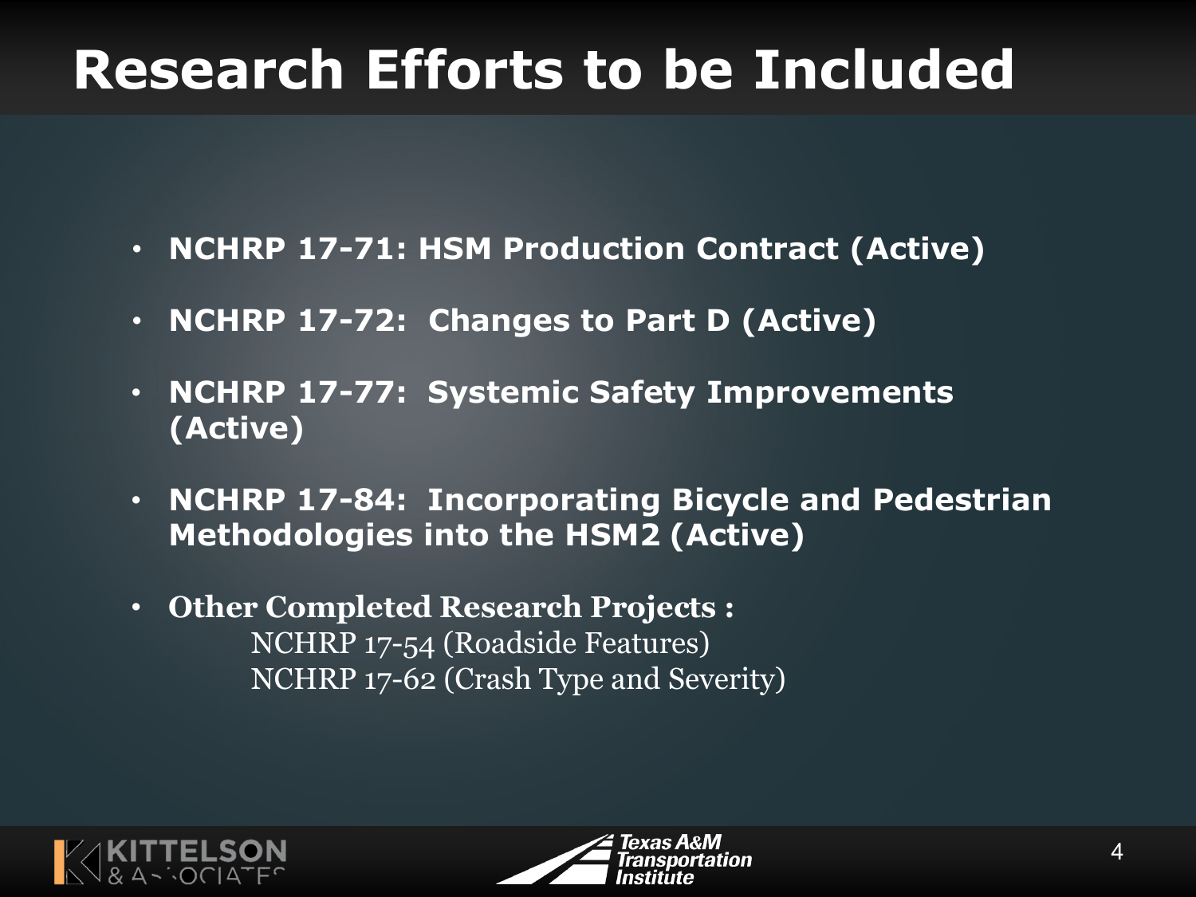# Research Efforts to be Included

- **NCHRP 17-71: HSM Production Contract (Active)**
- **NCHRP 17-72: Changes to Part D (Active)**
- **NCHRP 17-77: Systemic Safety Improvements (Active)**
- **NCHRP 17-84: Incorporating Bicycle and Pedestrian Methodologies into the HSM2 (Active)**
- **Other Completed Research Projects :**
  NCHRP 17-54 (Roadside Features)
  NCHRP 17-62 (Crash Type and Severity)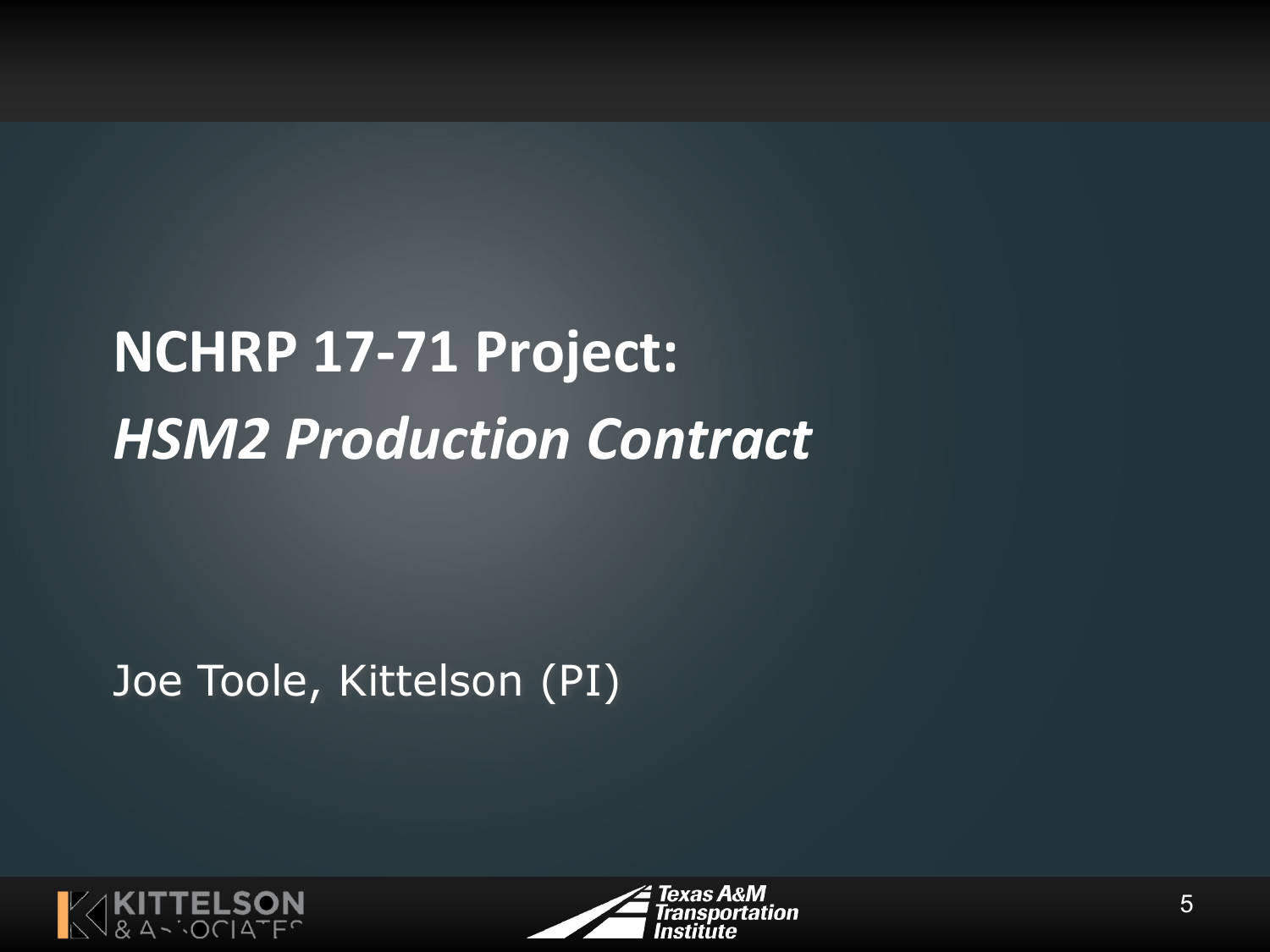# NCHRP 17-71 Project: *HSM2 Production Contract*

Joe Toole, Kittelson (PI)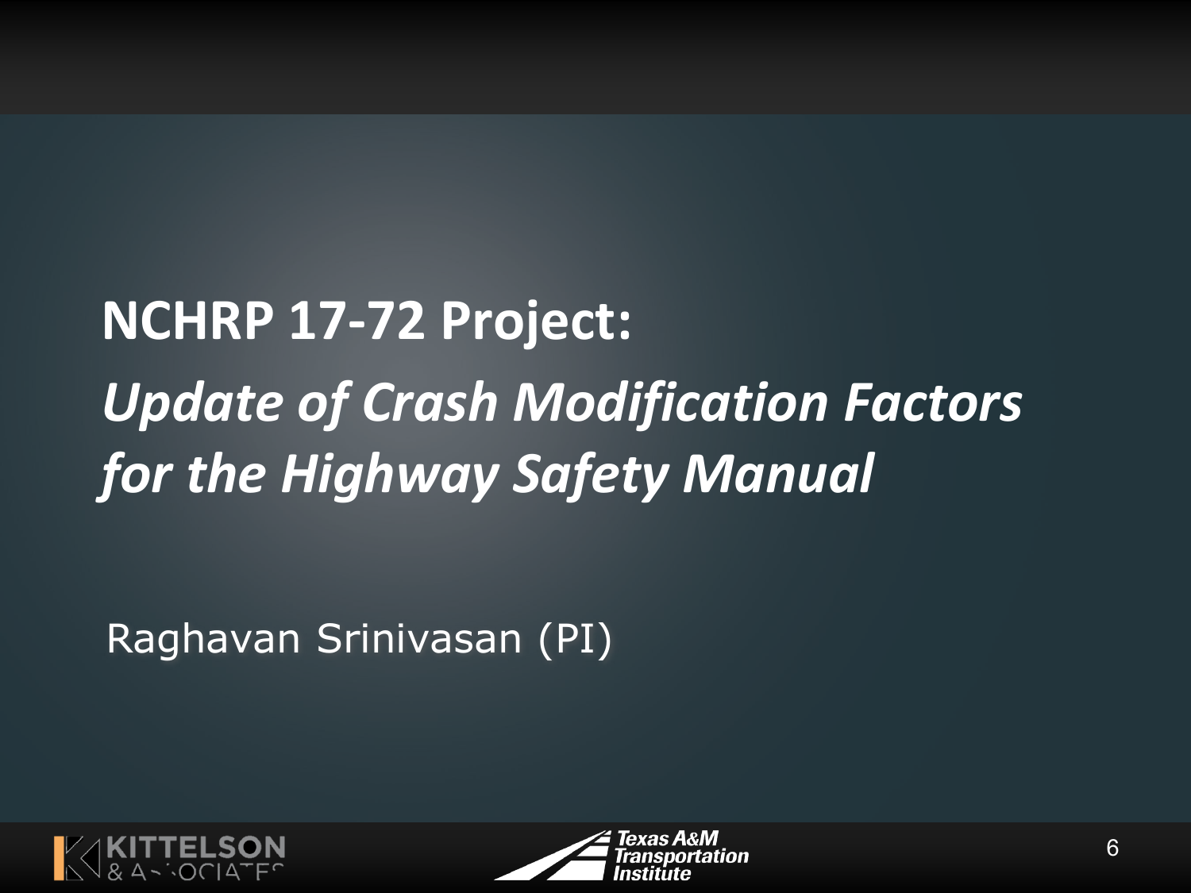# NCHRP 17-72 Project:

## *Update of Crash Modification Factors for the Highway Safety Manual*

Raghavan Srinivasan (PI)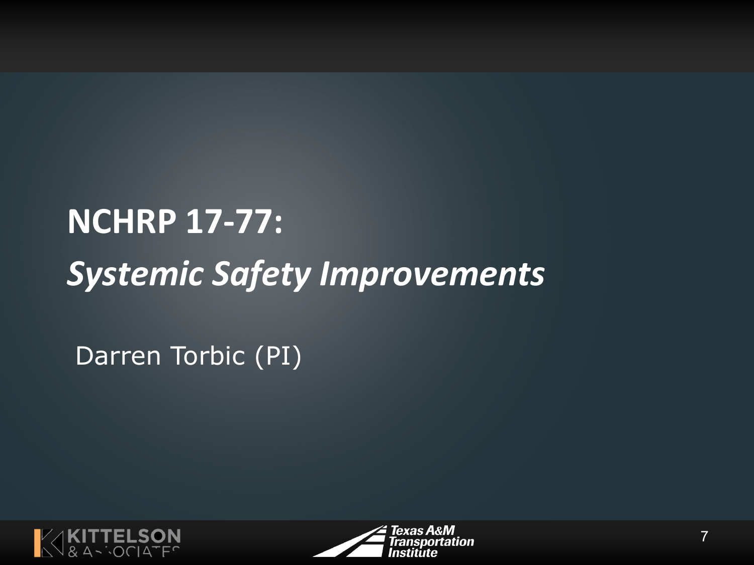# NCHRP 17-77:

## *Systemic Safety Improvements*

Darren Torbic (PI)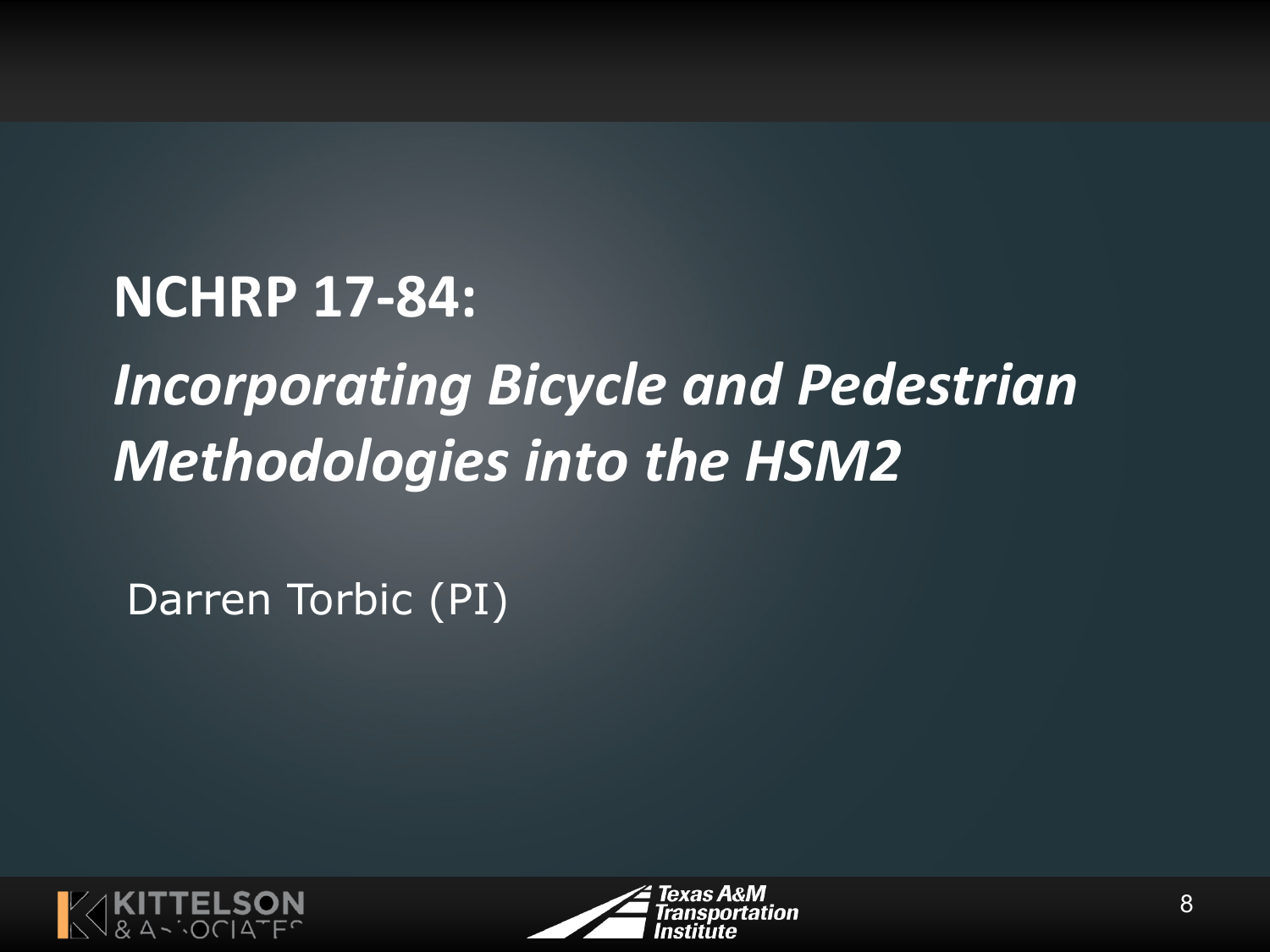# NCHRP 17-84:

## *Incorporating Bicycle and Pedestrian Methodologies into the HSM2*

Darren Torbic (PI)

KITTELSON & ASSOCIATES

Texas A&M Transportation Institute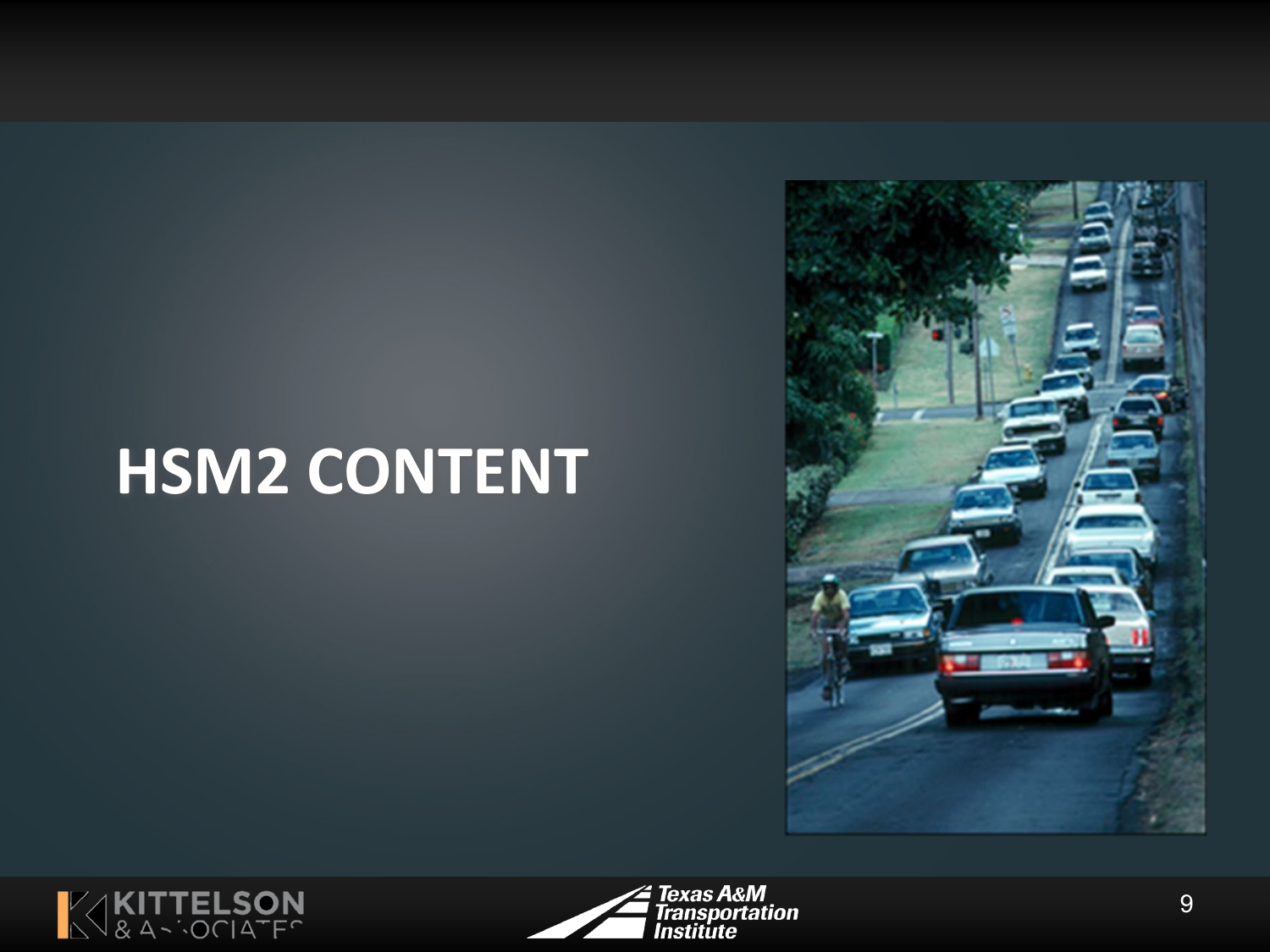# HSM2 CONTENT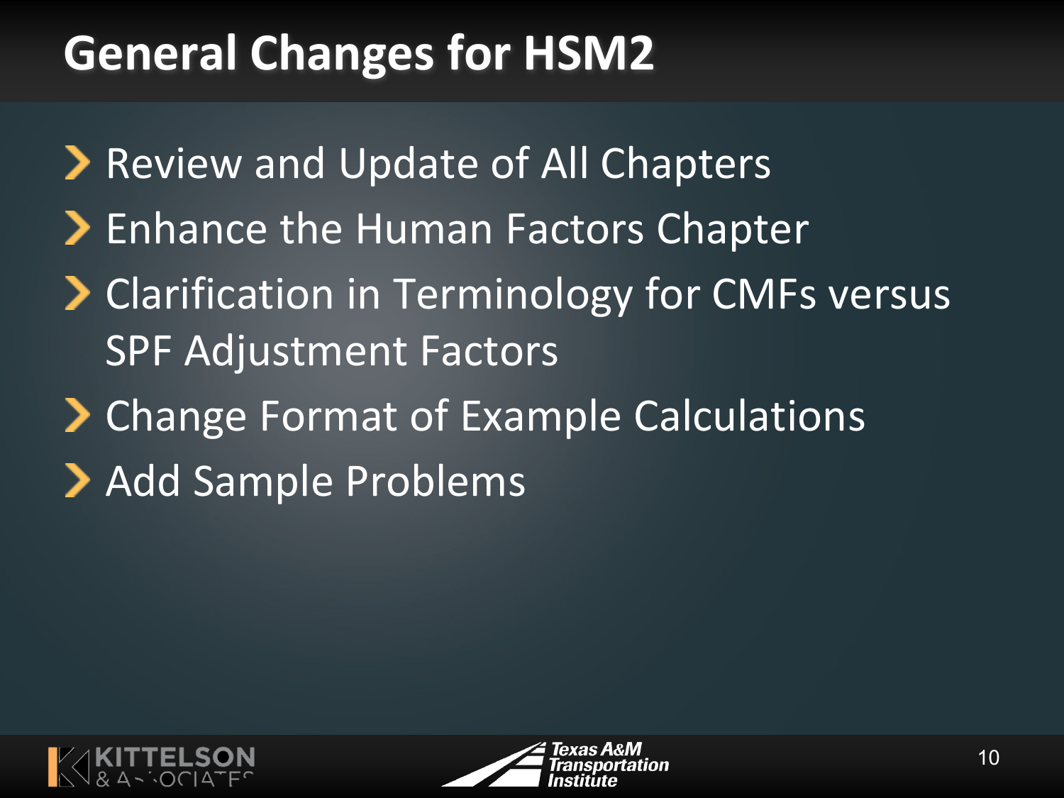# General Changes for HSM2

- Review and Update of All Chapters
- Enhance the Human Factors Chapter
- Clarification in Terminology for CMFs versus SPF Adjustment Factors
- Change Format of Example Calculations
- Add Sample Problems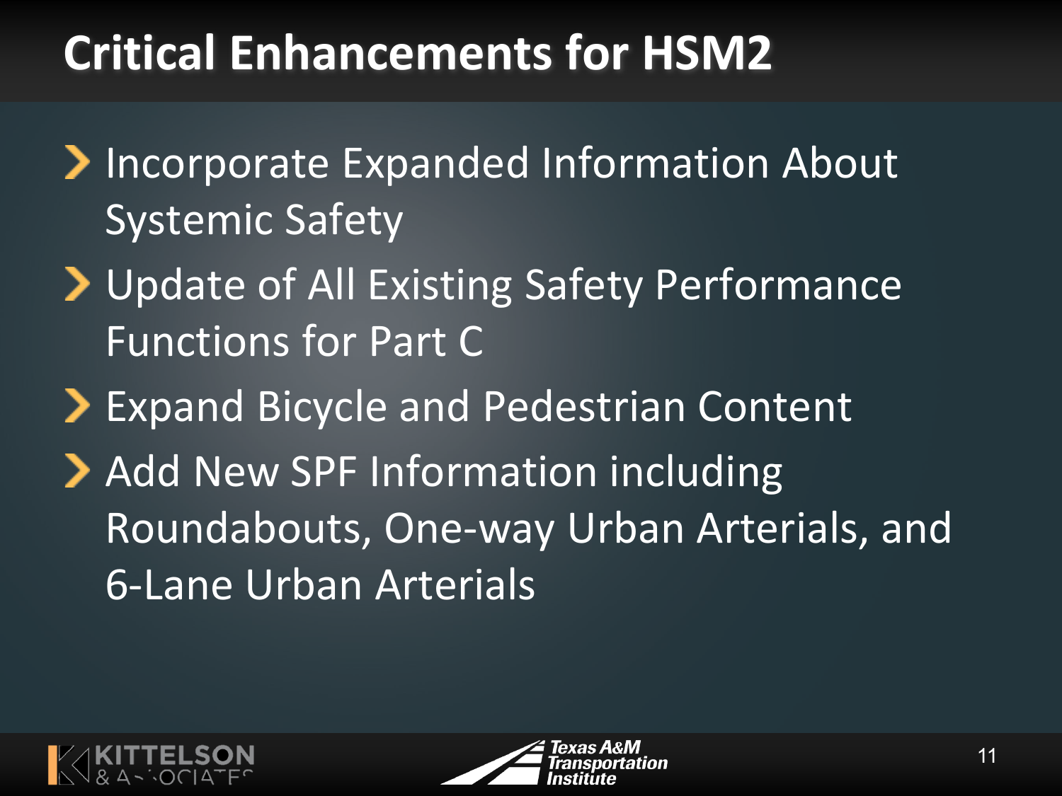# Critical Enhancements for HSM2

- Incorporate Expanded Information About Systemic Safety
- Update of All Existing Safety Performance Functions for Part C
- Expand Bicycle and Pedestrian Content
- Add New SPF Information including Roundabouts, One-way Urban Arterials, and 6-Lane Urban Arterials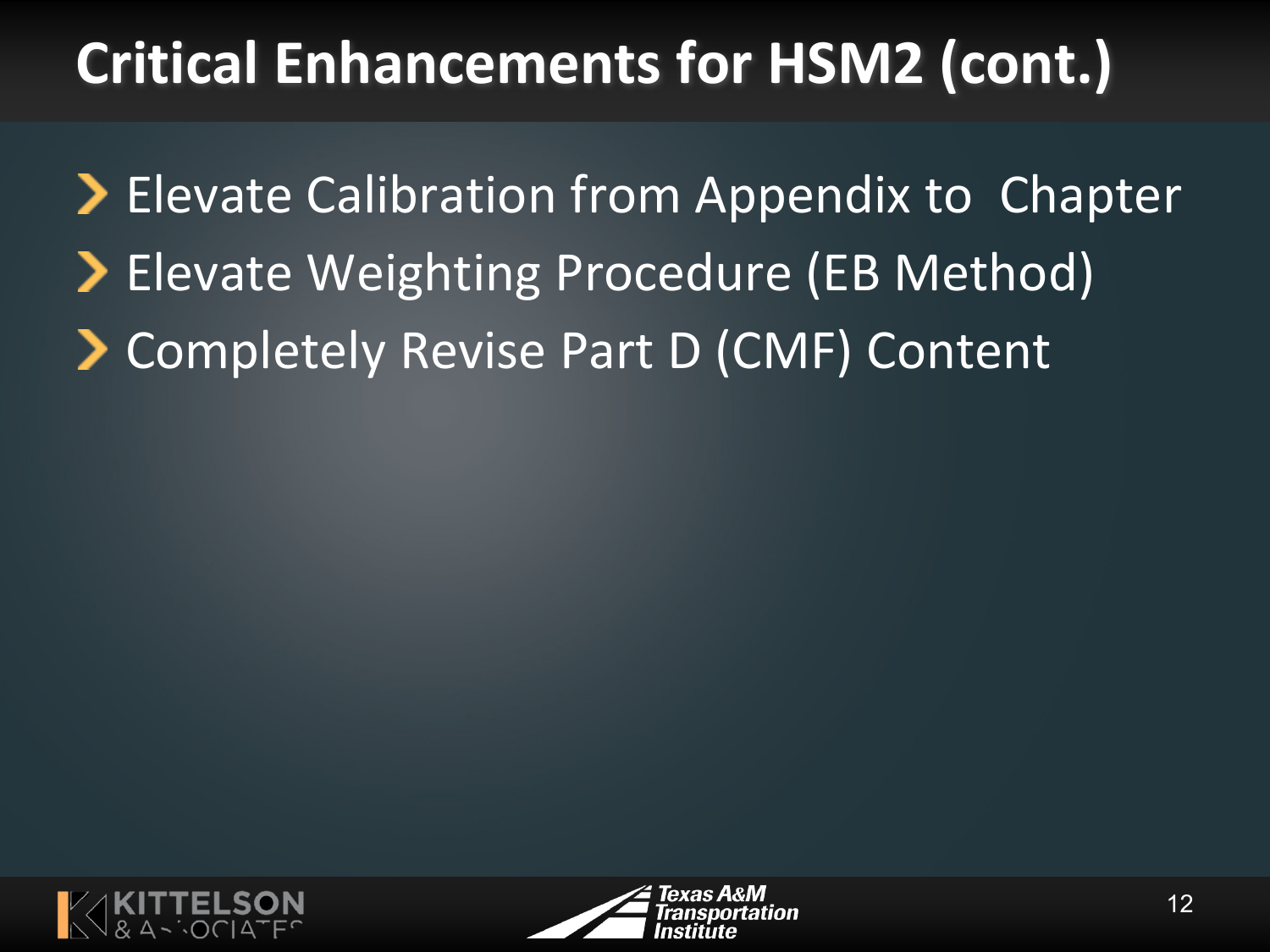# Critical Enhancements for HSM2 (cont.)

- Elevate Calibration from Appendix to Chapter
- Elevate Weighting Procedure (EB Method)
- Completely Revise Part D (CMF) Content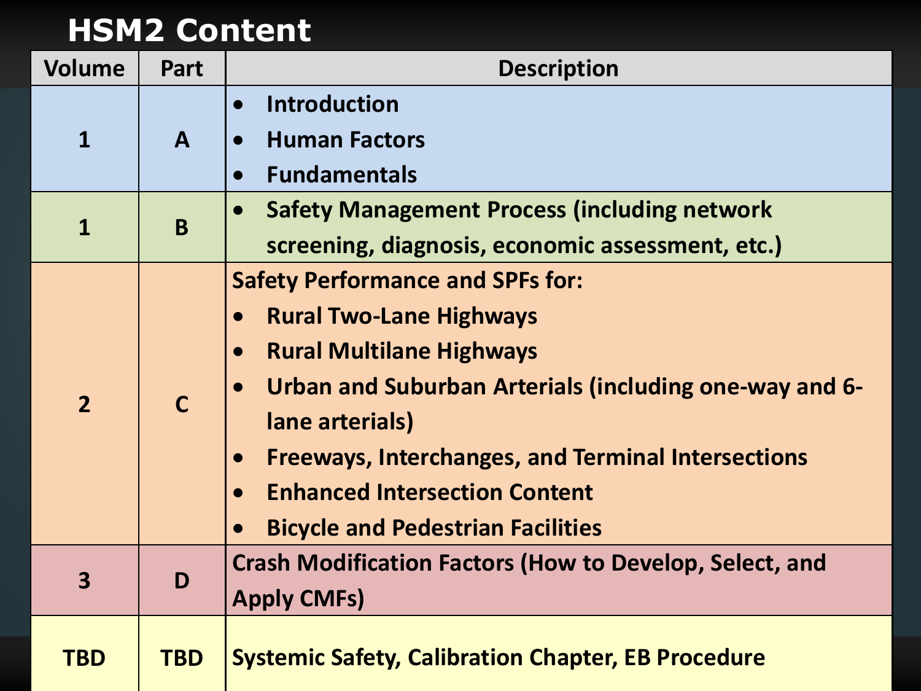# HSM2 Content

| Volume | Part | Description |
| --- | --- | --- |
| 1 | A | • Introduction<br>• Human Factors<br>• Fundamentals |
| 1 | B | • Safety Management Process (including network screening, diagnosis, economic assessment, etc.) |
| 2 | C | Safety Performance and SPFs for:<br>• Rural Two-Lane Highways<br>• Rural Multilane Highways<br>• Urban and Suburban Arterials (including one-way and 6-lane arterials)<br>• Freeways, Interchanges, and Terminal Intersections<br>• Enhanced Intersection Content<br>• Bicycle and Pedestrian Facilities |
| 3 | D | Crash Modification Factors (How to Develop, Select, and Apply CMFs) |
| TBD | TBD | Systemic Safety, Calibration Chapter, EB Procedure |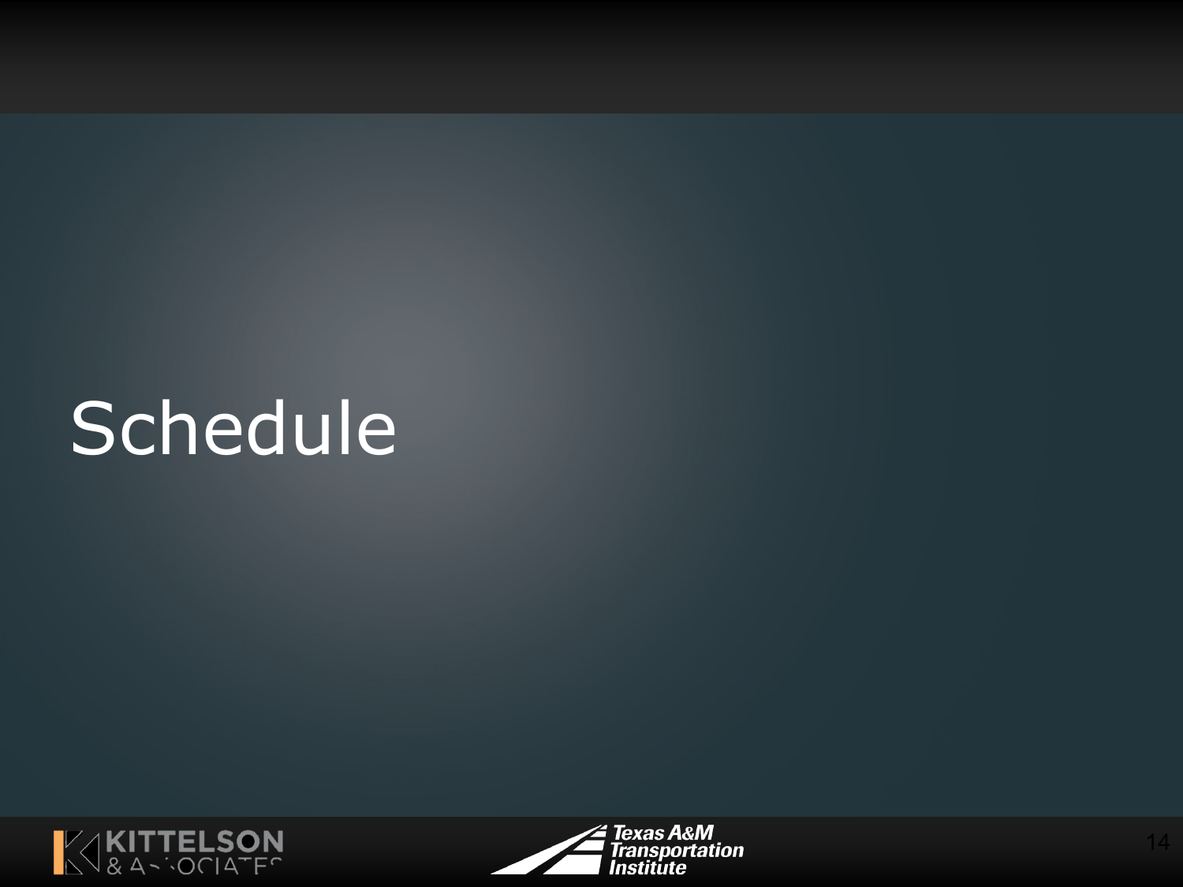# Schedule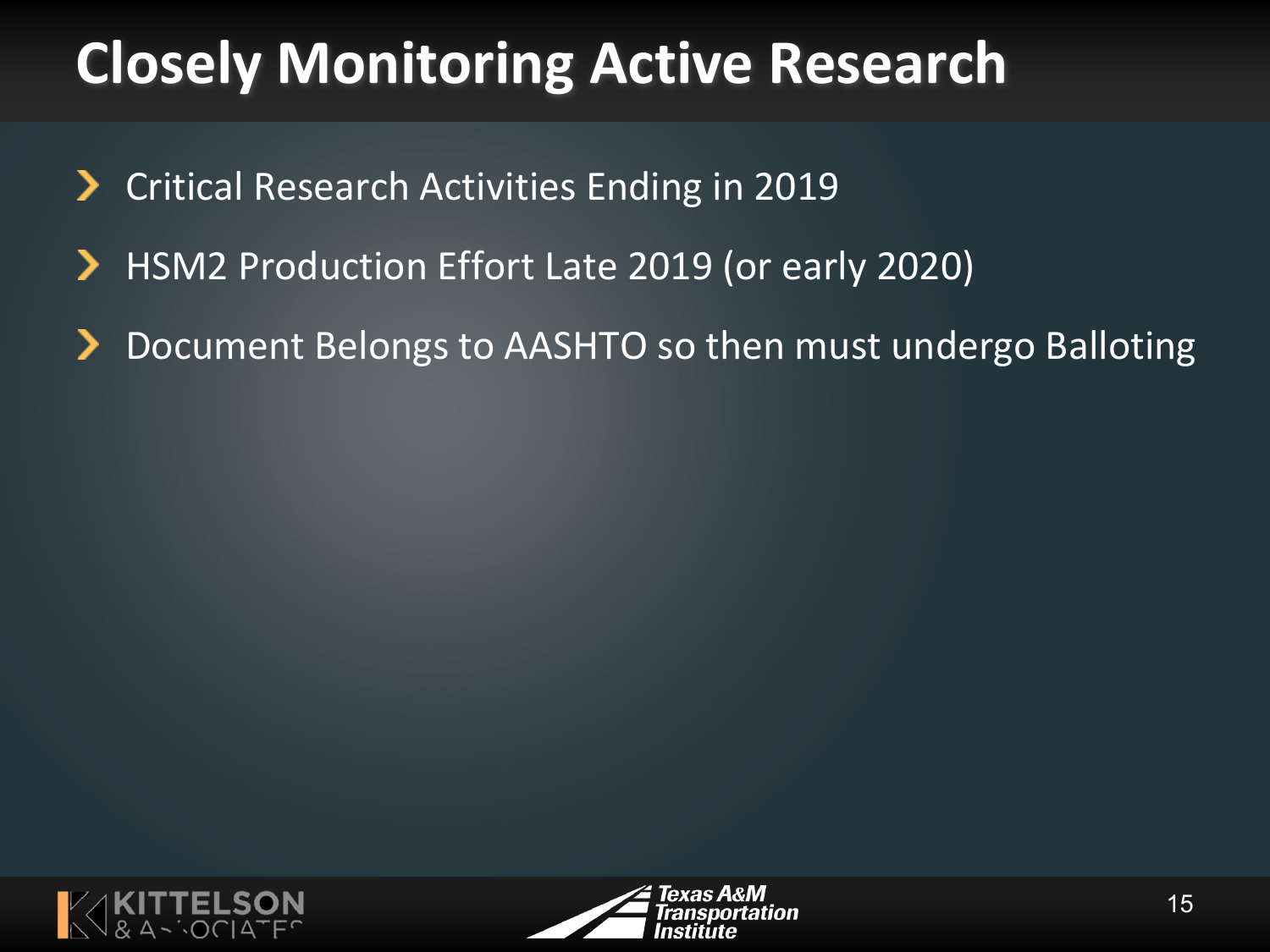# Closely Monitoring Active Research

- Critical Research Activities Ending in 2019
- HSM2 Production Effort Late 2019 (or early 2020)
- Document Belongs to AASHTO so then must undergo Balloting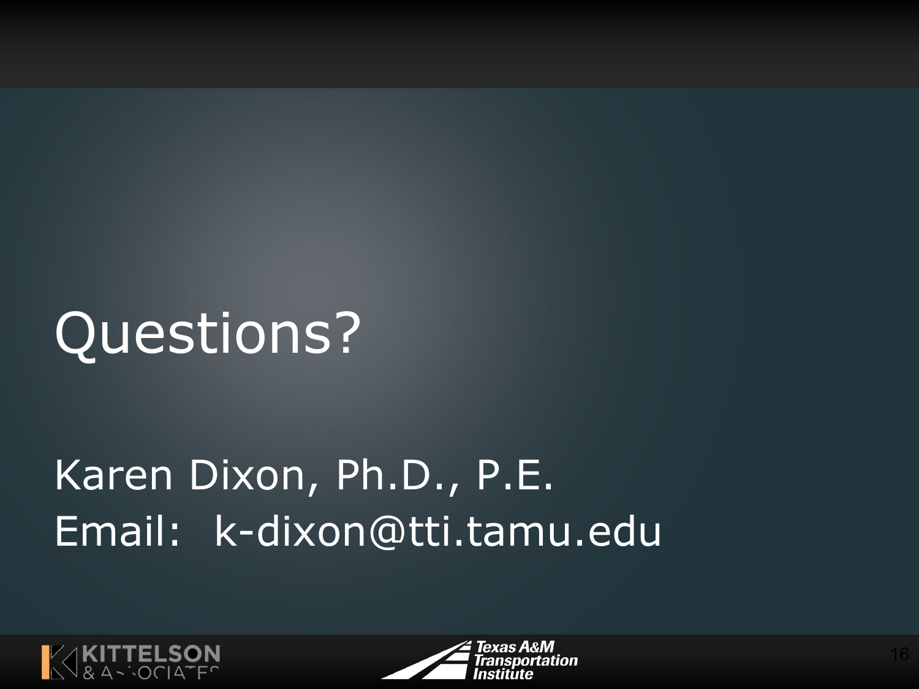# Questions?

Karen Dixon, Ph.D., P.E.
Email: k-dixon@tti.tamu.edu